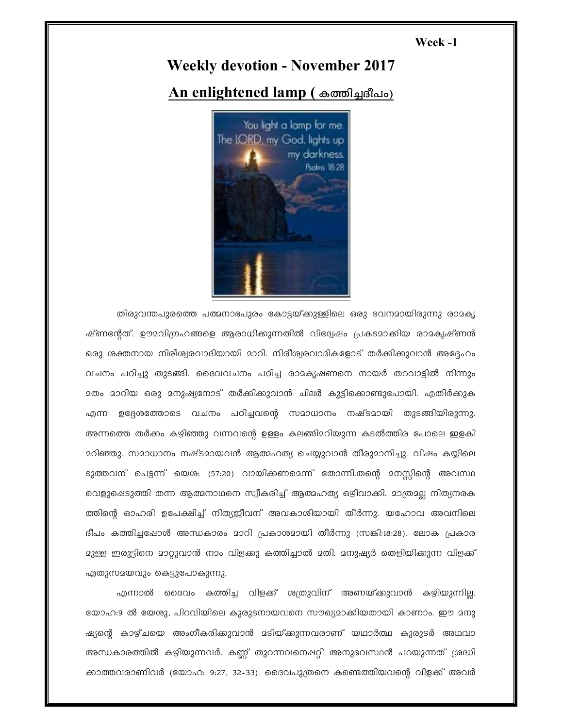Week -1

# Weekly devotion - November 2017

## An enlightened lamp ( കത്തിച്ചദീപം)

തിരുവനന്തപുരത്തെ പത്മനാഭപുരം കോട്ടയ്ക്കുള്ളിലെ ഒരു ഭവനമായിരുന്നു രാമകൃഷ്ണന്റേത്. ഊമവിഗ്രഹങ്ങളെ ആരാധിക്കുന്നതിൽ വിദ്വേഷം പ്രകടമാക്കിയ രാമകൃഷ്ണൻ ഒരു ശക്തനായ നിരീശ്വരവാദിയായി മാറി. നിരീശ്വരവാദികളോട് തർക്കിക്കുവാൻ അദ്ദേഹം വചനം പഠിച്ചു തുടങ്ങി. ദൈവവചനം പഠിച്ച രാമകൃഷണനെ നായർ തറവാട്ടിൽ നിന്നും മതം മാറിയ ഒരു മനുഷ്യനോട് തർക്കിക്കുവാൻ ചിലർ കൂട്ടിക്കൊണ്ടുപോയി. എതിർക്കുക എന്ന ഉദ്ദേശത്തോടെ വചനം പഠിച്ചവന്റെ സമാധാനം നഷ്ടമായി തുടങ്ങിയിരുന്നു. അന്നത്തെ തർക്കം കഴിഞ്ഞു വന്നവന്റെ ഉള്ളം കലങ്ങിമറിയുന്ന കടൽത്തിര പോലെ ഇളകി മറിഞ്ഞു. സമാധാനം നഷ്ടമായവൻ ആത്മഹത്യ ചെയ്യുവാൻ തീരുമാനിച്ചു. വിഷം കയ്യിലെടുത്തവന് പെട്ടന്ന് യെശ: (57:20) വായിക്കണമെന്ന് തോന്നി.തന്റെ മനസ്സിന്റെ അവസ്ഥ വെളുപ്പെടുത്തി തന്ന ആത്മനാഥനെ സ്വീകരിച്ച് ആത്മഹത്യ ഒഴിവാക്കി. മാത്രമല്ല നിത്യനരകത്തിന്റെ ഓഹരി ഉപേക്ഷിച്ച് നിത്യജീവന് അവകാശിയായി തീർന്നു. യഹോവ അവനിലെ ദീപം കത്തിച്ചപ്പോൾ അന്ധകാരം മാറി പ്രകാശമായി തീർന്നു (സങ്കി:18:28). ലോക പ്രകാരമുള്ള ഇരുട്ടിനെ മാറ്റുവാൻ നാം വിളക്കു കത്തിച്ചാൽ മതി. മനുഷ്യർ തെളിയിക്കുന്ന വിളക്ക് ഏതുസമയവും കെട്ടുപോകുന്നു.

എന്നാൽ ദൈവം കത്തിച്ച വിളക്ക് ശത്രുവിന് അണയ്ക്കുവാൻ കഴിയുന്നില്ല. യോഹ:9 ൽ യേശു, പിറവിയിലെ കുരുടനായവനെ സൗഖ്യമാക്കിയതായി കാണാം. ഈ മനുഷ്യന്റെ കാഴ്ചയെ അംഗീകരിക്കുവാൻ മടിയ്ക്കുന്നവരാണ് യഥാർത്ഥ കുരുടർ അഥവാ അന്ധകാരത്തിൽ കഴിയുന്നവർ. കണ്ണ് തുറന്നവനെപ്പറ്റി അനുഭവസ്ഥൻ പറയുന്നത് ശ്രദ്ധിക്കാത്തവരാണിവർ (യോഹ: 9:27, 32-33). ദൈവപുത്രനെ കണ്ടെത്തിയവന്റെ വിളക്ക് അവർ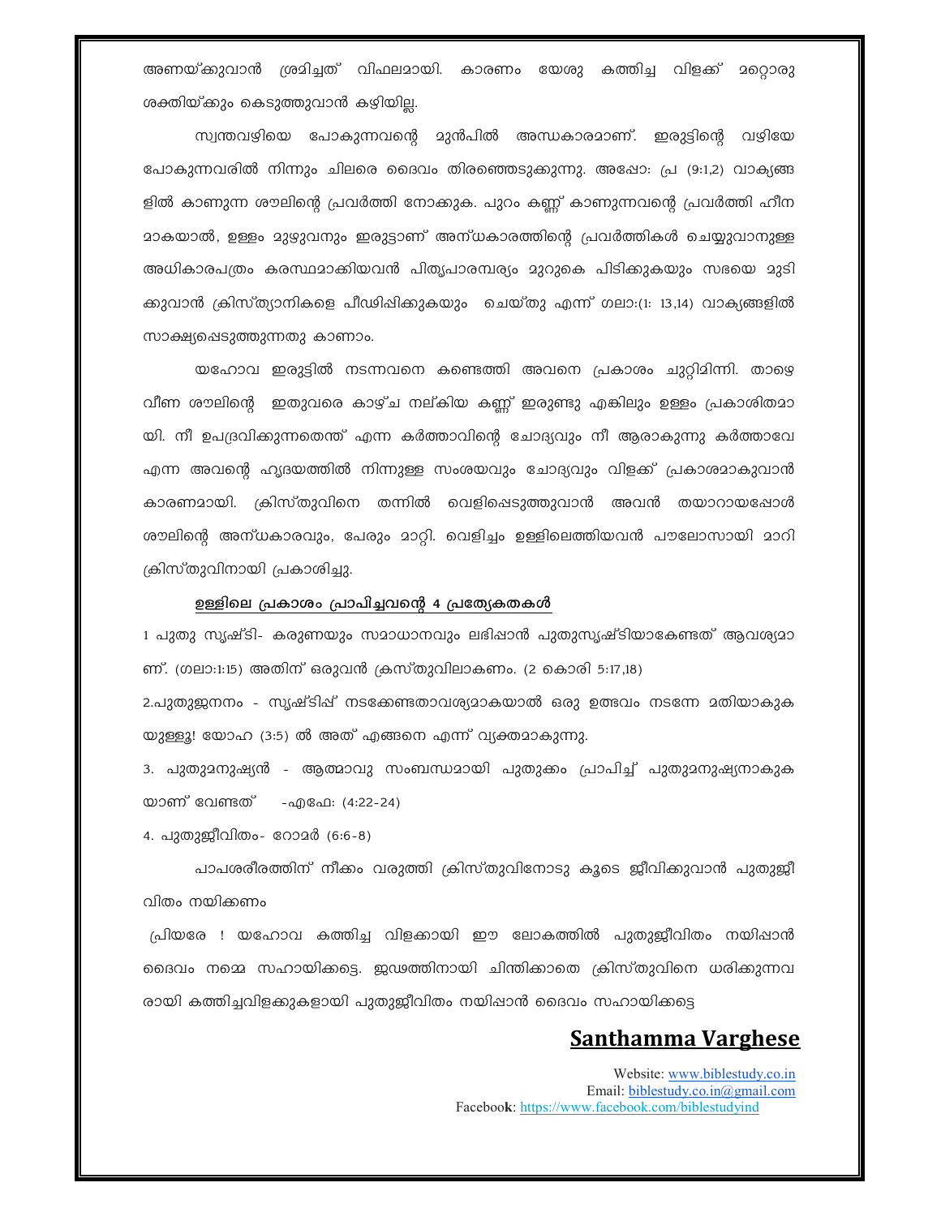അണയ്ക്കുവാൻ ശ്രമിച്ചത് വിഫലമായി. കാരണം യേശു കത്തിച്ച വിളക്ക് മറ്റൊരു ശക്തിയ്ക്കും കെടുത്തുവാൻ കഴിയില്ല.

സ്വന്തവഴിയെ പോകുന്നവന്റെ മുൻപിൽ അന്ധകാരമാണ്. ഇരുട്ടിന്റെ വഴിയേ പോകുന്നവരിൽ നിന്നും ചിലരെ ദൈവം തിരഞ്ഞെടുക്കുന്നു. അപ്പോ: പ്ര (9:1,2) വാക്യങ്ങളിൽ കാണുന്ന ശൗലിന്റെ പ്രവർത്തി നോക്കുക. പുറം കണ്ണ് കാണുന്നവന്റെ പ്രവർത്തി ഹീനമാകയാൽ, ഉള്ളം മുഴുവനും ഇരുട്ടാണ് അന്ധകാരത്തിന്റെ പ്രവർത്തികൾ ചെയ്യുവാനുള്ള അധികാരപത്രം കരസ്ഥമാക്കിയവൻ പിതൃപാരമ്പര്യം മുറുകെ പിടിക്കുകയും സഭയെ മുടിക്കുവാൻ ക്രിസ്ത്യാനികളെ പീഢിപ്പിക്കുകയും ചെയ്തു എന്ന് ഗലാ:(1: 13,14) വാക്യങ്ങളിൽ സാക്ഷ്യപ്പെടുത്തുന്നതു കാണാം.

യഹോവ ഇരുട്ടിൽ നടന്നവനെ കണ്ടെത്തി അവനെ പ്രകാശം ചുറ്റിമിന്നി. താഴെ വീണ ശൗലിന്റെ ഇതുവരെ കാഴ്ച നല്കിയ കണ്ണ് ഇരുണ്ടു എങ്കിലും ഉള്ളം പ്രകാശിതമായി. നീ ഉപദ്രവിക്കുന്നതെന്ത് എന്ന കർത്താവിന്റെ ചോദ്യവും നീ ആരാകുന്നു കർത്താവേ എന്ന അവന്റെ ഹൃദയത്തിൽ നിന്നുള്ള സംശയവും ചോദ്യവും വിളക്ക് പ്രകാശമാകുവാൻ കാരണമായി. ക്രിസ്തുവിനെ തന്നിൽ വെളിപ്പെടുത്തുവാൻ അവൻ തയാറായപ്പോൾ ശൗലിന്റെ അന്ധകാരവും, പേരും മാറ്റി. വെളിച്ചം ഉള്ളിലെത്തിയവൻ പൗലോസായി മാറി ക്രിസ്തുവിനായി പ്രകാശിച്ചു.

**<u>ഉള്ളിലെ പ്രകാശം പ്രാപിച്ചവന്റെ 4 പ്രത്യേകതകൾ</u>**

1 പുതു സൃഷ്ടി- കരുണയും സമാധാനവും ലഭിപ്പാൻ പുതുസൃഷ്ടിയാകേണ്ടത് ആവശ്യമാണ്. (ഗലാ:1:15) അതിന് ഒരുവൻ ക്രസ്തുവിലാകണം. (2 കൊരി 5:17,18)

2.പുതുജനനം - സൃഷ്ടിപ്പ് നടക്കേണ്ടതാവശ്യമാകയാൽ ഒരു ഉത്ഭവം നടന്നേ മതിയാകുകയുള്ളൂ! യോഹ (3:5) ൽ അത് എങ്ങനെ എന്ന് വ്യക്തമാകുന്നു.

3. പുതുമനുഷ്യൻ - ആത്മാവു സംബന്ധമായി പുതുക്കം പ്രാപിച്ച് പുതുമനുഷ്യനാകുകയാണ് വേണ്ടത് -എഫേ: (4:22-24)

4. പുതുജീവിതം- റോമർ (6:6-8)

പാപശരീരത്തിന് നീക്കം വരുത്തി ക്രിസ്തുവിനോടു കൂടെ ജീവിക്കുവാൻ പുതുജീവിതം നയിക്കണം

പ്രിയരേ ! യഹോവ കത്തിച്ച വിളക്കായി ഈ ലോകത്തിൽ പുതുജീവിതം നയിപ്പാൻ ദൈവം നമ്മെ സഹായിക്കട്ടെ. ജഢത്തിനായി ചിന്തിക്കാതെ ക്രിസ്തുവിനെ ധരിക്കുന്നവരായി കത്തിച്ചവിളക്കുകളായി പുതുജീവിതം നയിപ്പാൻ ദൈവം സഹായിക്കട്ടെ

**<u>Santhamma Varghese</u>**

Website: www.biblestudy.co.in
Email: biblestudy.co.in@gmail.com
Facebook: https://www.facebook.com/biblestudyind